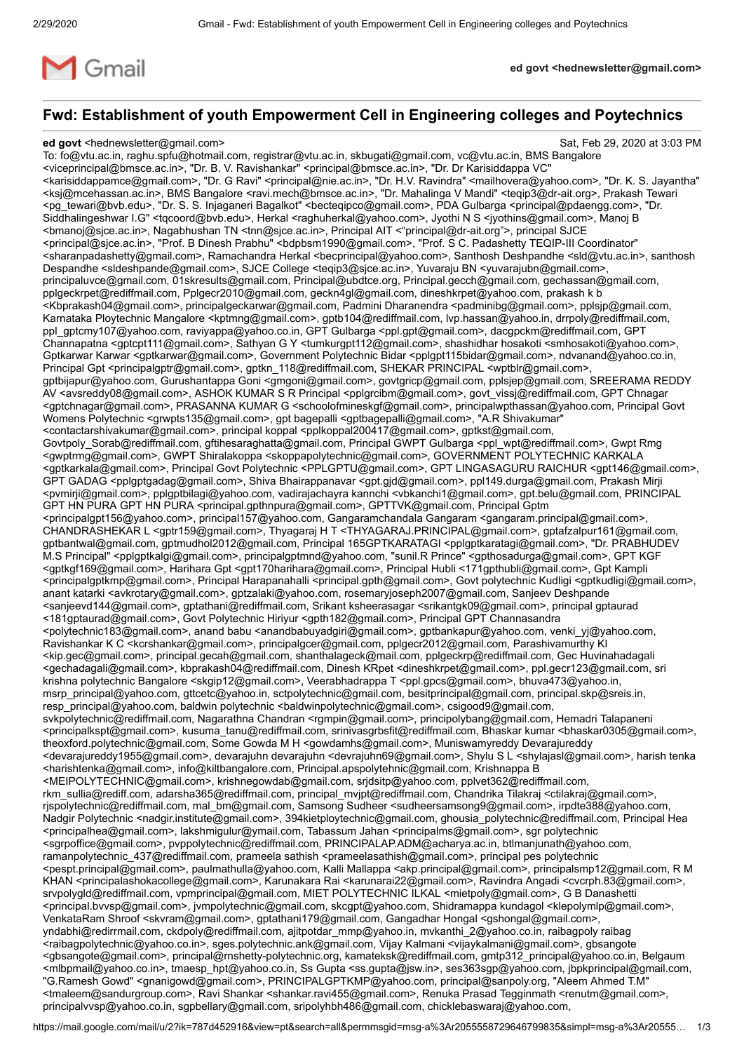Gmail

**ed govt <hednewsletter@gmail.com>**

## Fwd: Establishment of youth Empowerment Cell in Engineering colleges and Poytechnics

**ed govt** <hednewsletter@gmail.com> Sat, Feb 29, 2020 at 3:03 PM

To: fo@vtu.ac.in, raghu.spfu@hotmail.com, registrar@vtu.ac.in, skbugati@gmail.com, vc@vtu.ac.in, BMS Bangalore <viceprincipal@bmsce.ac.in>, "Dr. B. V. Ravishankar" <principal@bmsce.ac.in>, "Dr. Dr Karisiddappa VC" <karisiddappamce@gmail.com>, "Dr. G Ravi" <principal@nie.ac.in>, "Dr. H.V. Ravindra" <mailhovera@yahoo.com>, "Dr. K. S. Jayantha" <ksj@mcehassan.ac.in>, BMS Bangalore <ravi.mech@bmsce.ac.in>, "Dr. Mahalinga V Mandi" <teqip3@dr-ait.org>, Prakash Tewari <pg_tewari@bvb.edu>, "Dr. S. S. Injaganeri Bagalkot" <becteqipco@gmail.com>, PDA Gulbarga <principal@pdaengg.com>, "Dr. Siddhalingeshwar I.G" <tqcoord@bvb.edu>, Herkal <raghuherkal@yahoo.com>, Jyothi N S <jyothins@gmail.com>, Manoj B <bmanoj@sjce.ac.in>, Nagabhushan TN <tnn@sjce.ac.in>, Principal AIT <"principal@dr-ait.org">, principal SJCE <principal@sjce.ac.in>, "Prof. B Dinesh Prabhu" <bdpbsm1990@gmail.com>, "Prof. S C. Padashetty TEQIP-III Coordinator" <sharanpadashetty@gmail.com>, Ramachandra Herkal <becprincipal@yahoo.com>, Santhosh Deshpandhe <sld@vtu.ac.in>, santhosh Despandhe <sldeshpande@gmail.com>, SJCE College <teqip3@sjce.ac.in>, Yuvaraju BN <yuvarajubn@gmail.com>, principaluvce@gmail.com, 01skresults@gmail.com, Principal@ubdtce.org, Principal.gecch@gmail.com, gechassan@gmail.com, pplgeckrpet@rediffmail.com, Pplgecr2010@gmail.com, geckn4gl@gmail.com, dineshkrpet@yahoo.com, prakash k b <Kbprakash04@gmail.com>, principalgeckarwar@gmail.com, Padmini Dharanendra <padminibg@gmail.com>, pplsjp@gmail.com, Karnataka Ploytechnic Mangalore <kptmng@gmail.com>, gptb104@rediffmail.com, lvp.hassan@yahoo.in, drrpoly@rediffmail.com, ppl_gptcmy107@yahoo.com, raviyappa@yahoo.co.in, GPT Gulbarga <ppl.gpt@gmail.com>, dacgpckm@rediffmail.com, GPT Channapatna <gptcpt111@gmail.com>, Sathyan G Y <tumkurgpt112@gmail.com>, shashidhar hosakoti <smhosakoti@yahoo.com>, Gptkarwar Karwar <gptkarwar@gmail.com>, Government Polytechnic Bidar <pplgpt115bidar@gmail.com>, ndvanand@yahoo.co.in, Principal Gpt <principalgptr@gmail.com>, gptkn_118@rediffmail.com, SHEKAR PRINCIPAL <wptblr@gmail.com>, gptbijapur@yahoo.com, Gurushantappa Goni <gmgoni@gmail.com>, govtgricp@gmail.com, pplsjep@gmail.com, SREERAMA REDDY AV <avsreddy08@gmail.com>, ASHOK KUMAR S R Principal <pplgrcibm@gmail.com>, govt_vissj@rediffmail.com, GPT Chnagar <gptchnagar@gmail.com>, PRASANNA KUMAR G <schoolofmineskgf@gmail.com>, principalwpthassan@yahoo.com, Principal Govt Womens Polytechnic <grwpts135@gmail.com>, gpt bagepalli <gptbagepalli@gmail.com>, "A.R Shivakumar" <contactarshivakumar@gmail.com>, principal koppal <pplkoppal200417@gmail.com>, gptkst@gmail.com, Govtpoly_Sorab@rediffmail.com, gftihesaraghatta@gmail.com, Principal GWPT Gulbarga <ppl_wpt@rediffmail.com>, Gwpt Rmg <gwptrmg@gmail.com>, GWPT Shiralakoppa <skoppapolytechnic@gmail.com>, GOVERNMENT POLYTECHNIC KARKALA <gptkarkala@gmail.com>, Principal Govt Polytechnic <PPLGPTU@gmail.com>, GPT LINGASAGURU RAICHUR <gpt146@gmail.com>, GPT GADAG <pplgptgadag@gmail.com>, Shiva Bhairappanavar <gpt.gjd@gmail.com>, ppl149.durga@gmail.com, Prakash Mirji <pvmirji@gmail.com>, pplgptbilagi@yahoo.com, vadirajachayra kannchi <vbkanchi1@gmail.com>, gpt.belu@gmail.com, PRINCIPAL GPT HN PURA GPT HN PURA <principal.gpthnpura@gmail.com>, GPTTVK@gmail.com, Principal Gptm <principalgpt156@yahoo.com>, principal157@yahoo.com, Gangaramchandala Gangaram <gangaram.principal@gmail.com>, CHANDRASHEKAR L <gptr159@gmail.com>, Thyagaraj H T <THYAGARAJ.PRINCIPAL@gmail.com>, gptafzalpur161@gmail.com, gptbantwal@gmail.com, gptmudhol2012@gmail.com, Principal 165GPTKARATAGI <pplgptkaratagi@gmail.com>, "Dr. PRABHUDEV M.S Principal" <pplgptkalgi@gmail.com>, principalgptmnd@yahoo.com, "sunil.R Prince" <gpthosadurga@gmail.com>, GPT KGF <gptkgf169@gmail.com>, Harihara Gpt <gpt170harihara@gmail.com>, Principal Hubli <171gpthubli@gmail.com>, Gpt Kampli <principalgptkmp@gmail.com>, Principal Harapanahalli <principal.gpth@gmail.com>, Govt polytechnic Kudligi <gptkudligi@gmail.com>, anant katarki <avkrotary@gmail.com>, gptzalaki@yahoo.com, rosemaryjoseph2007@gmail.com, Sanjeev Deshpande <sanjeevd144@gmail.com>, gptathani@rediffmail.com, Srikant ksheerasagar <srikantgk09@gmail.com>, principal gptaurad <181gptaurad@gmail.com>, Govt Polytechnic Hiriyur <gpth182@gmail.com>, Principal GPT Channasandra <polytechnic183@gmail.com>, anand babu <anandbabuyadgiri@gmail.com>, gptbankapur@yahoo.com, venki_yj@yahoo.com, Ravishankar K C <kcrshankar@gmail.com>, principalgcer@gmail.com, pplgecr2012@gmail.com, Parashivamurthy Kl <kip.gec@gmail.com>, principal.gecah@gmail.com, shanthalageck@mail.com, pplgeckrp@rediffmail.com, Gec Huvinahadagali <gechadagali@gmail.com>, kbprakash04@rediffmail.com, Dinesh KRpet <dineshkrpet@gmail.com>, ppl.gecr123@gmail.com, sri krishna polytechnic Bangalore <skgip12@gmail.com>, Veerabhadrappa T <ppl.gpcs@gmail.com>, bhuva473@yahoo.in, msrp_principal@yahoo.com, gttcetc@yahoo.in, sctpolytechnic@gmail.com, besitprincipal@gmail.com, principal.skp@sreis.in, resp_principal@yahoo.com, baldwin polytechnic <baldwinpolytechnic@gmail.com>, csigood9@gmail.com, svkpolytechnic@rediffmail.com, Nagarathna Chandran <rgmpin@gmail.com>, principolybang@gmail.com, Hemadri Talapaneni <principalkspt@gmail.com>, kusuma_tanu@rediffmail.com, srinivasgrbsfit@rediffmail.com, Bhaskar kumar <bhaskar0305@gmail.com>, theoxford.polytechnic@gmail.com, Some Gowda M H <gowdamhs@gmail.com>, Muniswamyreddy Devarajureddy <devarajureddy1955@gmail.com>, devarajuhn devarajuhn <devrajuhn69@gmail.com>, Shylu S L <shylajasl@gmail.com>, harish tenka <harishtenka@gmail.com>, info@kiltbangalore.com, Principal.apspolytehnic@gmail.com, Krishnappa B <MEIPOLYTECHNIC@gmail.com>, krishnegowdab@gmail.com, srjdsitp@yahoo.com, pplvet362@rediffmail.com, rkm_sullia@rediff.com, adarsha365@rediffmail.com, principal_mvjpt@rediffmail.com, Chandrika Tilakraj <ctilakraj@gmail.com>, rjspolytechnic@rediffmail.com, mal_bm@gmail.com, Samsong Sudheer <sudheersamsong9@gmail.com>, irpdte388@yahoo.com, Nadgir Polytechnic <nadgir.institute@gmail.com>, 394kietploytechnic@gmail.com, ghousia_polytechnic@rediffmail.com, Principal Hea <principalhea@gmail.com>, lakshmigulur@ymail.com, Tabassum Jahan <principalms@gmail.com>, sgr polytechnic <sgrpoffice@gmail.com>, pvppolytechnic@rediffmail.com, PRINCIPALAP.ADM@acharya.ac.in, btlmanjunath@yahoo.com, ramanpolytechnic_437@rediffmail.com, prameela sathish <prameelasathish@gmail.com>, principal pes polytechnic <pespt.principal@gmail.com>, paulmathulla@yahoo.com, Kalli Mallappa <akp.principal@gmail.com>, principalsmp12@gmail.com, R M KHAN <principalashokacollege@gmail.com>, Karunakara Rai <karunarai22@gmail.com>, Ravindra Angadi <cvcrph.83@gmail.com>, srvpolygld@rediffmail.com, vpmprincipal@gmail.com, MIET POLYTECHNIC ILKAL <mietpoly@gmail.com>, G B Danashetti <principal.bvvsp@gmail.com>, jvmpolytechnic@gmail.com, skcgpt@yahoo.com, Shidramappa kundagol <klepolymlp@gmail.com>, VenkataRam Shroof <skvram@gmail.com>, gptathani179@gmail.com, Gangadhar Hongal <gshongal@gmail.com>, yndabhi@redirrmail.com, ckdpoly@rediffmail.com, ajitpotdar_mmp@yahoo.in, mvkanthi_2@yahoo.co.in, raibagpoly raibag <raibagpolytechnic@yahoo.co.in>, sges.polytechnic.ank@gmail.com, Vijay Kalmani <vijaykalmani@gmail.com>, gbsangote <gbsangote@gmail.com>, principal@rnshetty-polytechnic.org, kamateksk@rediffmail.com, gmtp312_principal@yahoo.co.in, Belgaum <mlbpmail@yahoo.co.in>, tmaesp_hpt@yahoo.co.in, Ss Gupta <ss.gupta@jsw.in>, ses363sgp@yahoo.com, jbpkprincipal@gmail.com, "G.Ramesh Gowd" <gnanigowd@gmail.com>, PRINCIPALGPTKMP@yahoo.com, principal@sanpoly.org, "Aleem Ahmed T.M" <tmaleem@sandurgroup.com>, Ravi Shankar <shankar.ravi455@gmail.com>, Renuka Prasad Tegginmath <renutm@gmail.com>, principalvvsp@yahoo.co.in, sgpbellary@gmail.com, sripolyhbh486@gmail.com, chicklebaswaraj@yahoo.com,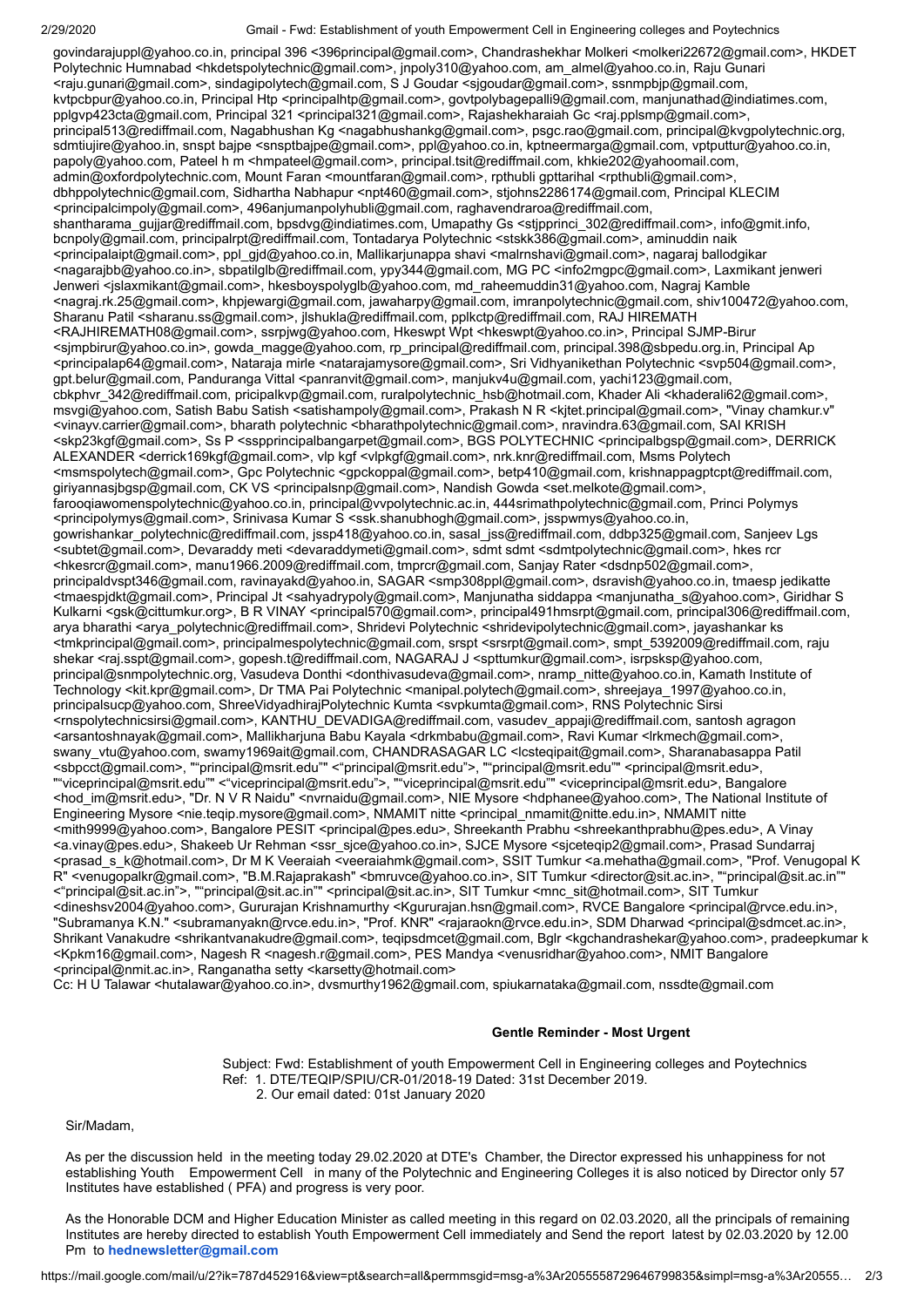govindarajuppl@yahoo.co.in, principal 396 <396principal@gmail.com>, Chandrashekhar Molkeri <molkeri22672@gmail.com>, HKDET Polytechnic Humnabad <hkdetspolytechnic@gmail.com>, jnpoly310@yahoo.com, am_almel@yahoo.co.in, Raju Gunari <raju.gunari@gmail.com>, sindagipolytech@gmail.com, S J Goudar <sjgoudar@gmail.com>, ssnmpbjp@gmail.com, kvtpcbpur@yahoo.co.in, Principal Htp <principalhtp@gmail.com>, govtpolybagepalli9@gmail.com, manjunathad@indiatimes.com, pplgvp423cta@gmail.com, Principal 321 <principal321@gmail.com>, Rajashekharaiah Gc <raj.pplsmp@gmail.com>, principal513@rediffmail.com, Nagabhushan Kg <nagabhushankg@gmail.com>, psgc.rao@gmail.com, principal@kvgpolytechnic.org, sdmtiujire@yahoo.in, snspt bajpe <snsptbajpe@gmail.com>, ppl@yahoo.co.in, kptneermarga@gmail.com, vptputtur@yahoo.co.in, papoly@yahoo.com, Pateel h m <hmpateel@gmail.com>, principal.tsit@rediffmail.com, khkie202@yahoomail.com, admin@oxfordpolytechnic.com, Mount Faran <mountfaran@gmail.com>, rpthubli gpttarihal <rpthubli@gmail.com>, dbhppolytechnic@gmail.com, Sidhartha Nabhapur <npt460@gmail.com>, stjohns2286174@gmail.com, Principal KLECIM <principalcimpoly@gmail.com>, 496anjumanpolyhubli@gmail.com, raghavendraroa@rediffmail.com, shantharama_gujjar@rediffmail.com, bpsdvg@indiatimes.com, Umapathy Gs <stjpprinci_302@rediffmail.com>, info@gmit.info, bcnpoly@gmail.com, principalrpt@rediffmail.com, Tontadarya Polytechnic <stskk386@gmail.com>, aminuddin naik <principalaipt@gmail.com>, ppl_gjd@yahoo.co.in, Mallikarjunappa shavi <malrnshavi@gmail.com>, nagaraj ballodgikar <nagarajbb@yahoo.co.in>, sbpatilglb@rediffmail.com, ypy344@gmail.com, MG PC <info2mgpc@gmail.com>, Laxmikant jenweri Jenweri <jslaxmikant@gmail.com>, hkesboyspolyglb@yahoo.com, md_raheemuddin31@yahoo.com, Nagraj Kamble <nagraj.rk.25@gmail.com>, khpjewargi@gmail.com, jawaharpy@gmail.com, imranpolytechnic@gmail.com, shiv100472@yahoo.com, Sharanu Patil <sharanu.ss@gmail.com>, jlshukla@rediffmail.com, pplkctp@rediffmail.com, RAJ HIREMATH <RAJHIREMATH08@gmail.com>, ssrpjwg@yahoo.com, Hkeswpt Wpt <hkeswpt@yahoo.co.in>, Principal SJMP-Birur <sjmpbirur@yahoo.co.in>, gowda_magge@yahoo.com, rp_principal@rediffmail.com, principal.398@sbpedu.org.in, Principal Ap <principalap64@gmail.com>, Nataraja mirle <natarajamysore@gmail.com>, Sri Vidhyanikethan Polytechnic <svp504@gmail.com>, gpt.belur@gmail.com, Panduranga Vittal <panranvit@gmail.com>, manjukv4u@gmail.com, yachi123@gmail.com, cbkphvr_342@rediffmail.com, pricipalkvp@gmail.com, ruralpolytechnic_hsb@hotmail.com, Khader Ali <khaderali62@gmail.com>, msvgi@yahoo.com, Satish Babu Satish <satishampoly@gmail.com>, Prakash N R <kjtet.principal@gmail.com>, "Vinay chamkur.v" <vinayv.carrier@gmail.com>, bharath polytechnic <bharathpolytechnic@gmail.com>, nravindra.63@gmail.com, SAI KRISH <skp23kgf@gmail.com>, Ss P <ssppprincipalbangarpet@gmail.com>, BGS POLYTECHNIC <principalbgsp@gmail.com>, DERRICK ALEXANDER <derrick169kgf@gmail.com>, vlp kgf <vlpkgf@gmail.com>, nrk.knr@rediffmail.com, Msms Polytech <msmspolytech@gmail.com>, Gpc Polytechnic <gpckoppal@gmail.com>, betp410@gmail.com, krishnappagptcpt@rediffmail.com, giriyannasjbgsp@gmail.com, CK VS <principalsnp@gmail.com>, Nandish Gowda <set.melkote@gmail.com>, farooqiawomenspolytechnic@yahoo.co.in, principal@vvpolytechnic.ac.in, 444srimathpolytechnic@gmail.com, Princi Polymys <principolymys@gmail.com>, Srinivasa Kumar S <ssk.shanubhogh@gmail.com>, jsspwmys@yahoo.co.in, gowrishankar_polytechnic@rediffmail.com, jssp418@yahoo.co.in, sasal_jss@rediffmail.com, ddbp325@gmail.com, Sanjeev Lgs <subtet@gmail.com>, Devaraddy meti <devaraddymeti@gmail.com>, sdmt sdmt <sdmtpolytechnic@gmail.com>, hkes rcr <hkesrcr@gmail.com>, manu1966.2009@rediffmail.com, tmprcr@gmail.com, Sanjay Rater <dsdnp502@gmail.com>, principaldvspt346@gmail.com, ravinayakd@yahoo.in, SAGAR <smp308ppl@gmail.com>, dsravish@yahoo.co.in, tmaesp jedikatte <tmaespjdkt@gmail.com>, Principal Jt <sahyadrypoly@gmail.com>, Manjunatha siddappa <manjunatha_s@yahoo.com>, Giridhar S Kulkarni <gsk@cittumkur.org>, B R VINAY <principal570@gmail.com>, principal491hmsrpt@gmail.com, principal306@rediffmail.com, arya bharathi <arya_polytechnic@rediffmail.com>, Shridevi Polytechnic <shridevipolytechnic@gmail.com>, jayashankar ks <tmkprincipal@gmail.com>, principalmespolytechnic@gmail.com, srspt <srsrpt@gmail.com>, smpt_5392009@rediffmail.com, raju shekar <raj.sspt@gmail.com>, gopesh.t@rediffmail.com, NAGARAJ J <spttumkur@gmail.com>, isrpsksp@yahoo.com, principal@snmpolytechnic.org, Vasudeva Donthi <donthivasudeva@gmail.com>, nramp_nitte@yahoo.co.in, Kamath Institute of Technology <kit.kpr@gmail.com>, Dr TMA Pai Polytechnic <manipal.polytech@gmail.com>, shreejaya_1997@yahoo.co.in, principalsucp@yahoo.com, ShreeVidyadhirajPolytechnic Kumta <svpkumta@gmail.com>, RNS Polytechnic Sirsi <rnspolytechnicsirsi@gmail.com>, KANTHU_DEVADIGA@rediffmail.com, vasudev_appaji@rediffmail.com, santosh agragon <arsantoshnayak@gmail.com>, Mallikharjuna Babu Kayala <drkmbabu@gmail.com>, Ravi Kumar <lrkmech@gmail.com>, swany_vtu@yahoo.com, swamy1969ait@gmail.com, CHANDRASAGAR LC <lcsteqipait@gmail.com>, Sharanabasappa Patil <sbpcct@gmail.com>, ""principal@msrit.edu"" <"principal@msrit.edu">, ""principal@msrit.edu"" <principal@msrit.edu>, ""viceprincipal@msrit.edu"" <"viceprincipal@msrit.edu">, ""viceprincipal@msrit.edu"" <viceprincipal@msrit.edu>, Bangalore <hod_im@msrit.edu>, "Dr. N V R Naidu" <nvrnaidu@gmail.com>, NIE Mysore <hdphanee@yahoo.com>, The National Institute of Engineering Mysore <nie.teqip.mysore@gmail.com>, NMAMIT nitte <principal_nmamit@nitte.edu.in>, NMAMIT nitte <mith9999@yahoo.com>, Bangalore PESIT <principal@pes.edu>, Shreekanth Prabhu <shreekanthprabhu@pes.edu>, A Vinay <a.vinay@pes.edu>, Shakeeb Ur Rehman <ssr_sjce@yahoo.co.in>, SJCE Mysore <sjceteqip2@gmail.com>, Prasad Sundarraj <prasad_s_k@hotmail.com>, Dr M K Veeraiah <veeraiahmk@gmail.com>, SSIT Tumkur <a.mehatha@gmail.com>, "Prof. Venugopal K R" <venugopalkr@gmail.com>, "B.M.Rajaprakash" <bmruvce@yahoo.co.in>, SIT Tumkur <director@sit.ac.in>, ""principal@sit.ac.in"" <"principal@sit.ac.in">, ""principal@sit.ac.in"" <principal@sit.ac.in>, SIT Tumkur <mnc_sit@hotmail.com>, SIT Tumkur <dineshsv2004@yahoo.com>, Gururajan Krishnamurthy <Kgururajan.hsn@gmail.com>, RVCE Bangalore <principal@rvce.edu.in>, "Subramanya K.N." <subramanyakn@rvce.edu.in>, "Prof. KNR" <rajaraokn@rvce.edu.in>, SDM Dharwad <principal@sdmcet.ac.in>, Shrikant Vanakudre <shrikantvanakudre@gmail.com>, teqipsdmcet@gmail.com, Bglr <kgchandrashekar@yahoo.com>, pradeepkumar k <Kpkm16@gmail.com>, Nagesh R <nagesh.r@gmail.com>, PES Mandya <venusridhar@yahoo.com>, NMIT Bangalore <principal@nmit.ac.in>, Ranganatha setty <karsetty@hotmail.com>

Cc: H U Talawar <hutalawar@yahoo.co.in>, dvsmurthy1962@gmail.com, spiukarnataka@gmail.com, nssdte@gmail.com

**Gentle Reminder - Most Urgent**

Subject: Fwd: Establishment of youth Empowerment Cell in Engineering colleges and Polytechnics

Ref: 1. DTE/TEQIP/SPIU/CR-01/2018-19 Dated: 31st December 2019.

2. Our email dated: 01st January 2020

Sir/Madam,

As per the discussion held in the meeting today 29.02.2020 at DTE's Chamber, the Director expressed his unhappiness for not establishing Youth Empowerment Cell in many of the Polytechnic and Engineering Colleges it is also noticed by Director only 57 Institutes have established ( PFA) and progress is very poor.

As the Honorable DCM and Higher Education Minister as called meeting in this regard on 02.03.2020, all the principals of remaining Institutes are hereby directed to establish Youth Empowerment Cell immediately and Send the report latest by 02.03.2020 by 12.00 Pm to **hednewsletter@gmail.com**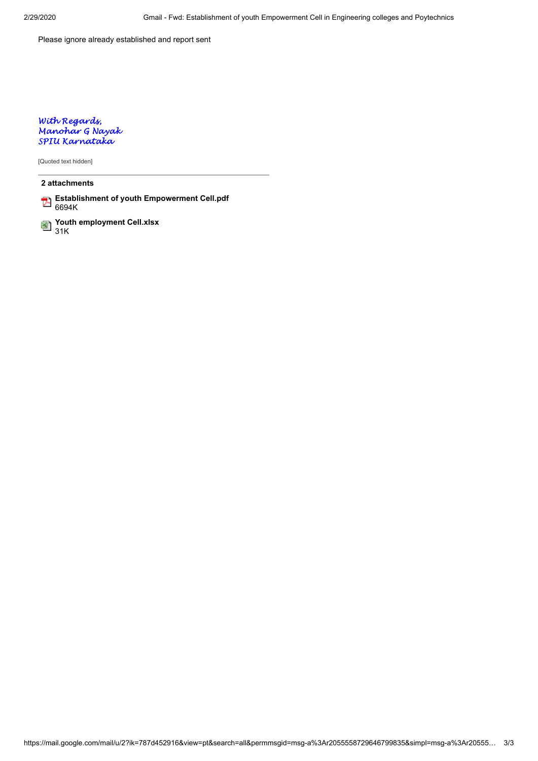Please ignore already established and report sent

*With Regards,*
*Manohar G Nayak*
*SPIU Karnataka*

[Quoted text hidden]

**2 attachments**

**Establishment of youth Empowerment Cell.pdf**
6694K

**Youth employment Cell.xlsx**
31K